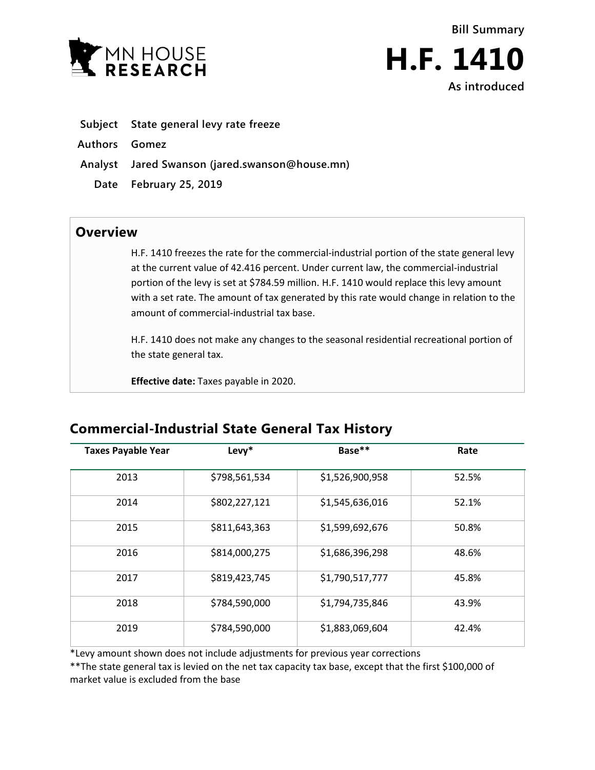MN HOUSE RESEARCH

Bill Summary

# H.F. 1410

As introduced

**Subject** State general levy rate freeze

**Authors** Gomez

**Analyst** Jared Swanson (jared.swanson@house.mn)

**Date** February 25, 2019

## Overview

H.F. 1410 freezes the rate for the commercial-industrial portion of the state general levy at the current value of 42.416 percent. Under current law, the commercial-industrial portion of the levy is set at $784.59 million. H.F. 1410 would replace this levy amount with a set rate. The amount of tax generated by this rate would change in relation to the amount of commercial-industrial tax base.

H.F. 1410 does not make any changes to the seasonal residential recreational portion of the state general tax.

**Effective date:** Taxes payable in 2020.

## Commercial-Industrial State General Tax History

| Taxes Payable Year | Levy* | Base** | Rate |
|---|---|---|---|
| 2013 | $798,561,534 | $1,526,900,958 | 52.5% |
| 2014 | $802,227,121 | $1,545,636,016 | 52.1% |
| 2015 | $811,643,363 | $1,599,692,676 | 50.8% |
| 2016 | $814,000,275 | $1,686,396,298 | 48.6% |
| 2017 | $819,423,745 | $1,790,517,777 | 45.8% |
| 2018 | $784,590,000 | $1,794,735,846 | 43.9% |
| 2019 | $784,590,000 | $1,883,069,604 | 42.4% |

*Levy amount shown does not include adjustments for previous year corrections

**The state general tax is levied on the net tax capacity tax base, except that the first $100,000 of market value is excluded from the base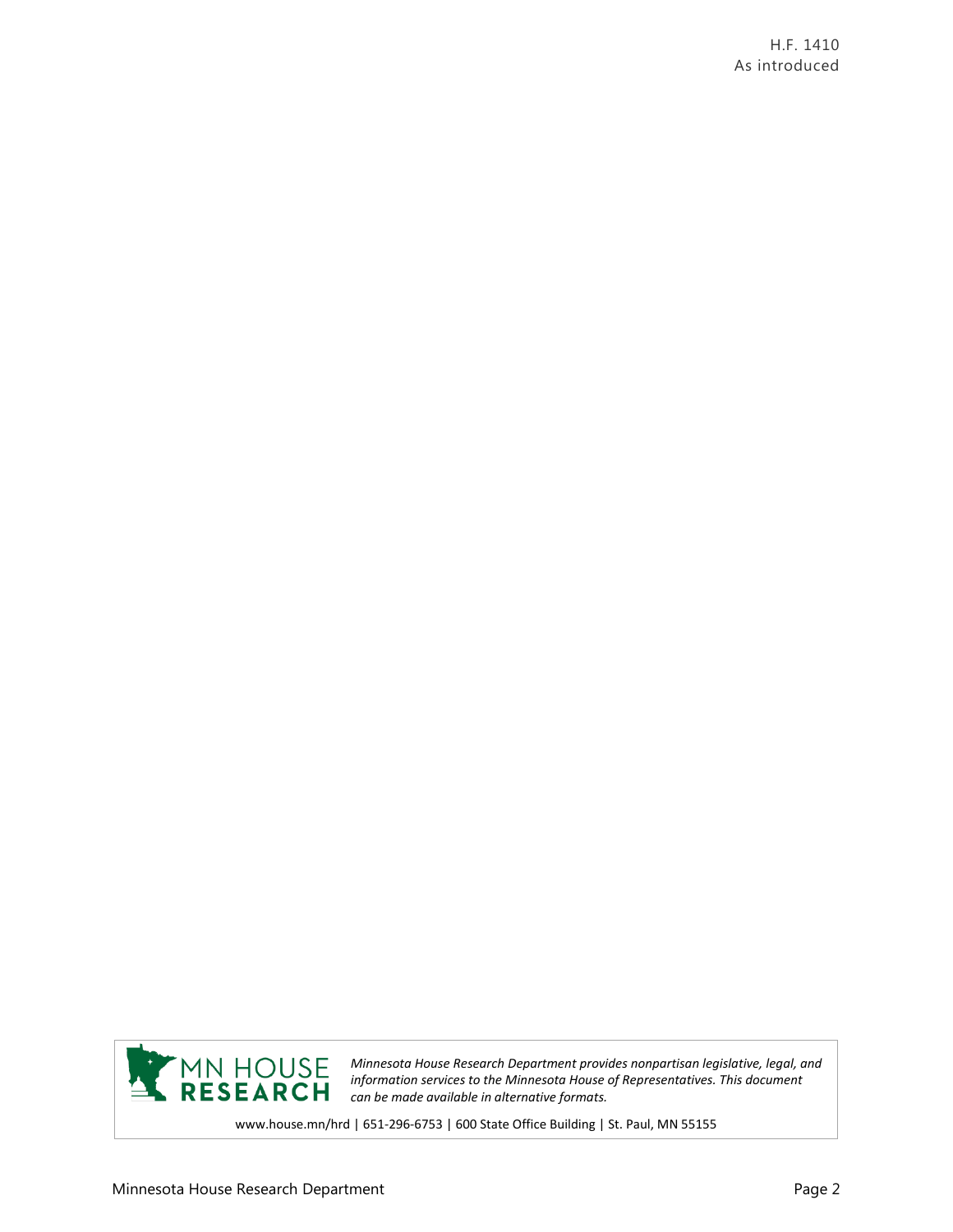MN HOUSE RESEARCH

*Minnesota House Research Department provides nonpartisan legislative, legal, and information services to the Minnesota House of Representatives. This document can be made available in alternative formats.*

www.house.mn/hrd | 651-296-6753 | 600 State Office Building | St. Paul, MN 55155